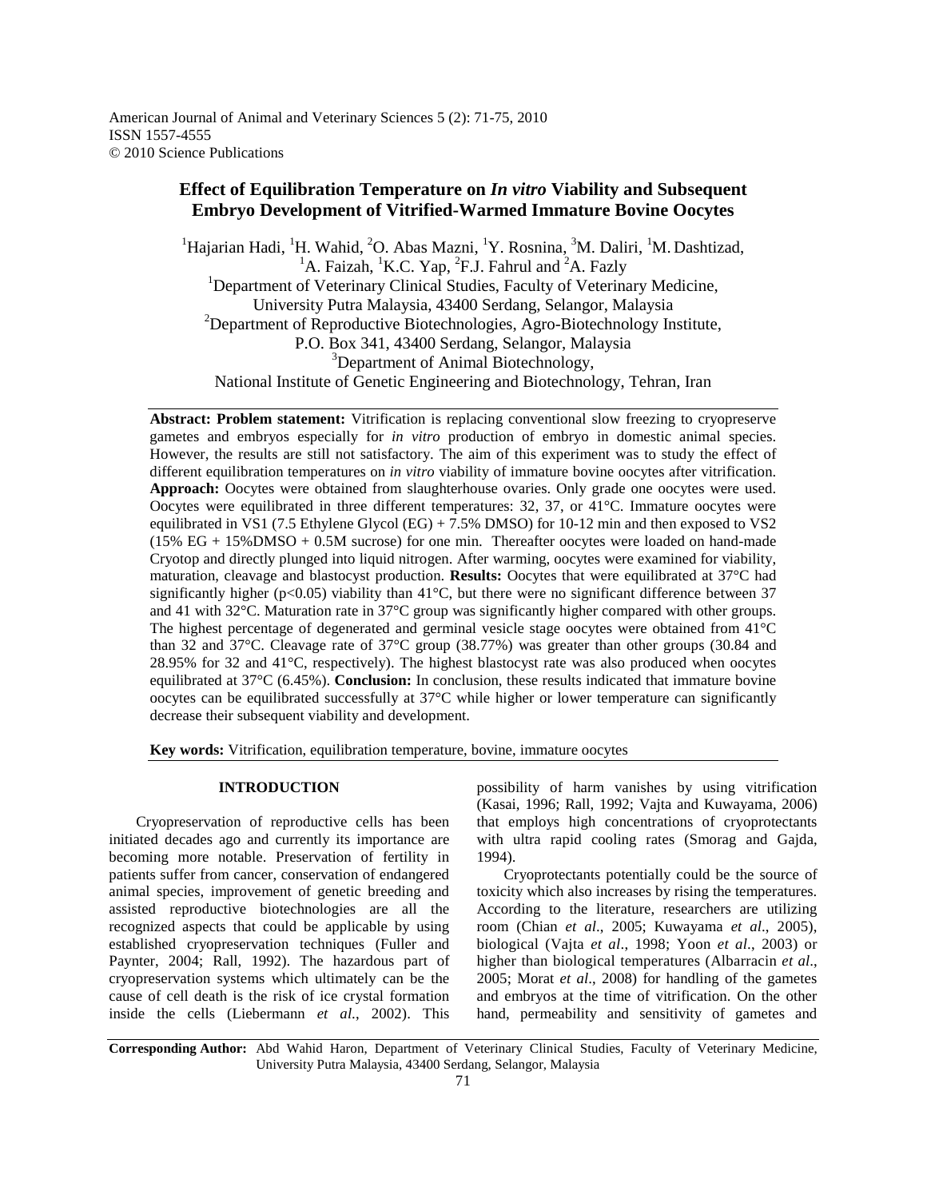American Journal of Animal and Veterinary Sciences 5 (2): 71-75, 2010
ISSN 1557-4555
© 2010 Science Publications

# Effect of Equilibration Temperature on *In vitro* Viability and Subsequent Embryo Development of Vitrified-Warmed Immature Bovine Oocytes

[1]Hajarian Hadi, [1]H. Wahid, [2]O. Abas Mazni, [1]Y. Rosnina, [3]M. Daliri, [1]M. Dashtizad, [1]A. Faizah, [1]K.C. Yap, [2]F.J. Fahrul and [2]A. Fazly

[1]Department of Veterinary Clinical Studies, Faculty of Veterinary Medicine, University Putra Malaysia, 43400 Serdang, Selangor, Malaysia

[2]Department of Reproductive Biotechnologies, Agro-Biotechnology Institute, P.O. Box 341, 43400 Serdang, Selangor, Malaysia

[3]Department of Animal Biotechnology, National Institute of Genetic Engineering and Biotechnology, Tehran, Iran

**Abstract: Problem statement:** Vitrification is replacing conventional slow freezing to cryopreserve gametes and embryos especially for *in vitro* production of embryo in domestic animal species. However, the results are still not satisfactory. The aim of this experiment was to study the effect of different equilibration temperatures on *in vitro* viability of immature bovine oocytes after vitrification. **Approach:** Oocytes were obtained from slaughterhouse ovaries. Only grade one oocytes were used. Oocytes were equilibrated in three different temperatures: 32, 37, or 41°C. Immature oocytes were equilibrated in VS1 (7.5 Ethylene Glycol (EG) + 7.5% DMSO) for 10-12 min and then exposed to VS2 (15% EG + 15%DMSO + 0.5M sucrose) for one min. Thereafter oocytes were loaded on hand-made Cryotop and directly plunged into liquid nitrogen. After warming, oocytes were examined for viability, maturation, cleavage and blastocyst production. **Results:** Oocytes that were equilibrated at 37°C had significantly higher ($p<0.05$) viability than 41°C, but there were no significant difference between 37 and 41 with 32°C. Maturation rate in 37°C group was significantly higher compared with other groups. The highest percentage of degenerated and germinal vesicle stage oocytes were obtained from 41°C than 32 and 37°C. Cleavage rate of 37°C group (38.77%) was greater than other groups (30.84 and 28.95% for 32 and 41°C, respectively). The highest blastocyst rate was also produced when oocytes equilibrated at 37°C (6.45%). **Conclusion:** In conclusion, these results indicated that immature bovine oocytes can be equilibrated successfully at 37°C while higher or lower temperature can significantly decrease their subsequent viability and development.

**Key words:** Vitrification, equilibration temperature, bovine, immature oocytes

## INTRODUCTION

Cryopreservation of reproductive cells has been initiated decades ago and currently its importance are becoming more notable. Preservation of fertility in patients suffer from cancer, conservation of endangered animal species, improvement of genetic breeding and assisted reproductive biotechnologies are all the recognized aspects that could be applicable by using established cryopreservation techniques (Fuller and Paynter, 2004; Rall, 1992). The hazardous part of cryopreservation systems which ultimately can be the cause of cell death is the risk of ice crystal formation inside the cells (Liebermann *et al*., 2002). This possibility of harm vanishes by using vitrification (Kasai, 1996; Rall, 1992; Vajta and Kuwayama, 2006) that employs high concentrations of cryoprotectants with ultra rapid cooling rates (Smorag and Gajda, 1994).

Cryoprotectants potentially could be the source of toxicity which also increases by rising the temperatures. According to the literature, researchers are utilizing room (Chian *et al*., 2005; Kuwayama *et al*., 2005), biological (Vajta *et al*., 1998; Yoon *et al*., 2003) or higher than biological temperatures (Albarracin *et al*., 2005; Morat *et al*., 2008) for handling of the gametes and embryos at the time of vitrification. On the other hand, permeability and sensitivity of gametes and

**Corresponding Author:** Abd Wahid Haron, Department of Veterinary Clinical Studies, Faculty of Veterinary Medicine, University Putra Malaysia, 43400 Serdang, Selangor, Malaysia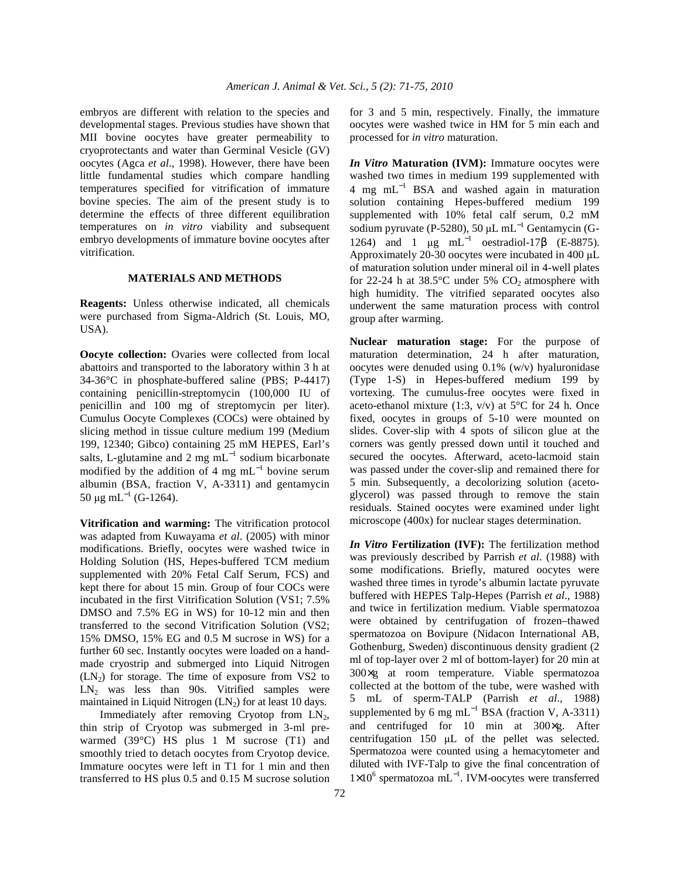embryos are different with relation to the species and developmental stages. Previous studies have shown that MII bovine oocytes have greater permeability to cryoprotectants and water than Germinal Vesicle (GV) oocytes (Agca *et al*., 1998). However, there have been little fundamental studies which compare handling temperatures specified for vitrification of immature bovine species. The aim of the present study is to determine the effects of three different equilibration temperatures on *in vitro* viability and subsequent embryo developments of immature bovine oocytes after vitrification.

## MATERIALS AND METHODS

**Reagents:** Unless otherwise indicated, all chemicals were purchased from Sigma-Aldrich (St. Louis, MO, USA).

**Oocyte collection:** Ovaries were collected from local abattoirs and transported to the laboratory within 3 h at 34-36°C in phosphate-buffered saline (PBS; P-4417) containing penicillin-streptomycin (100,000 IU of penicillin and 100 mg of streptomycin per liter). Cumulus Oocyte Complexes (COCs) were obtained by slicing method in tissue culture medium 199 (Medium 199, 12340; Gibco) containing 25 mM HEPES, Earl's salts, L-glutamine and 2 mg $mL^{-1}$ sodium bicarbonate modified by the addition of 4 mg $mL^{-1}$ bovine serum albumin (BSA, fraction V, A-3311) and gentamycin 50 μg $mL^{-1}$ (G-1264).

**Vitrification and warming:** The vitrification protocol was adapted from Kuwayama *et al*. (2005) with minor modifications. Briefly, oocytes were washed twice in Holding Solution (HS, Hepes-buffered TCM medium supplemented with 20% Fetal Calf Serum, FCS) and kept there for about 15 min. Group of four COCs were incubated in the first Vitrification Solution (VS1; 7.5% DMSO and 7.5% EG in WS) for 10-12 min and then transferred to the second Vitrification Solution (VS2; 15% DMSO, 15% EG and 0.5 M sucrose in WS) for a further 60 sec. Instantly oocytes were loaded on a hand-made cryostrip and submerged into Liquid Nitrogen ($LN_2$) for storage. The time of exposure from VS2 to $LN_2$ was less than 90s. Vitrified samples were maintained in Liquid Nitrogen ($LN_2$) for at least 10 days.

Immediately after removing Cryotop from $LN_2$, thin strip of Cryotop was submerged in 3-ml pre-warmed (39°C) HS plus 1 M sucrose (T1) and smoothly tried to detach oocytes from Cryotop device. Immature oocytes were left in T1 for 1 min and then transferred to HS plus 0.5 and 0.15 M sucrose solution for 3 and 5 min, respectively. Finally, the immature oocytes were washed twice in HM for 5 min each and processed for *in vitro* maturation.

***In Vitro* Maturation (IVM):** Immature oocytes were washed two times in medium 199 supplemented with 4 mg $mL^{-1}$ BSA and washed again in maturation solution containing Hepes-buffered medium 199 supplemented with 10% fetal calf serum, 0.2 mM sodium pyruvate (P-5280), 50 μL $mL^{-1}$ Gentamycin (G-1264) and 1 μg $mL^{-1}$ oestradiol-17β (E-8875). Approximately 20-30 oocytes were incubated in 400 μL of maturation solution under mineral oil in 4-well plates for 22-24 h at 38.5°C under 5% $CO_2$ atmosphere with high humidity. The vitrified separated oocytes also underwent the same maturation process with control group after warming.

**Nuclear maturation stage:** For the purpose of maturation determination, 24 h after maturation, oocytes were denuded using 0.1% (w/v) hyaluronidase (Type 1-S) in Hepes-buffered medium 199 by vortexing. The cumulus-free oocytes were fixed in aceto-ethanol mixture (1:3, v/v) at 5°C for 24 h. Once fixed, oocytes in groups of 5-10 were mounted on slides. Cover-slip with 4 spots of silicon glue at the corners was gently pressed down until it touched and secured the oocytes. Afterward, aceto-lacmoid stain was passed under the cover-slip and remained there for 5 min. Subsequently, a decolorizing solution (aceto-glycerol) was passed through to remove the stain residuals. Stained oocytes were examined under light microscope (400x) for nuclear stages determination.

***In Vitro* Fertilization (IVF):** The fertilization method was previously described by Parrish *et al*. (1988) with some modifications. Briefly, matured oocytes were washed three times in tyrode's albumin lactate pyruvate buffered with HEPES Talp-Hepes (Parrish *et al*., 1988) and twice in fertilization medium. Viable spermatozoa were obtained by centrifugation of frozen–thawed spermatozoa on Bovipure (Nidacon International AB, Gothenburg, Sweden) discontinuous density gradient (2 ml of top-layer over 2 ml of bottom-layer) for 20 min at 300×g at room temperature. Viable spermatozoa collected at the bottom of the tube, were washed with 5 mL of sperm-TALP (Parrish *et al*., 1988) supplemented by 6 mg $mL^{-1}$ BSA (fraction V, A-3311) and centrifuged for 10 min at 300×g. After centrifugation 150 μL of the pellet was selected. Spermatozoa were counted using a hemacytometer and diluted with IVF-Talp to give the final concentration of $1\times10^6$ spermatozoa $mL^{-1}$. IVM-oocytes were transferred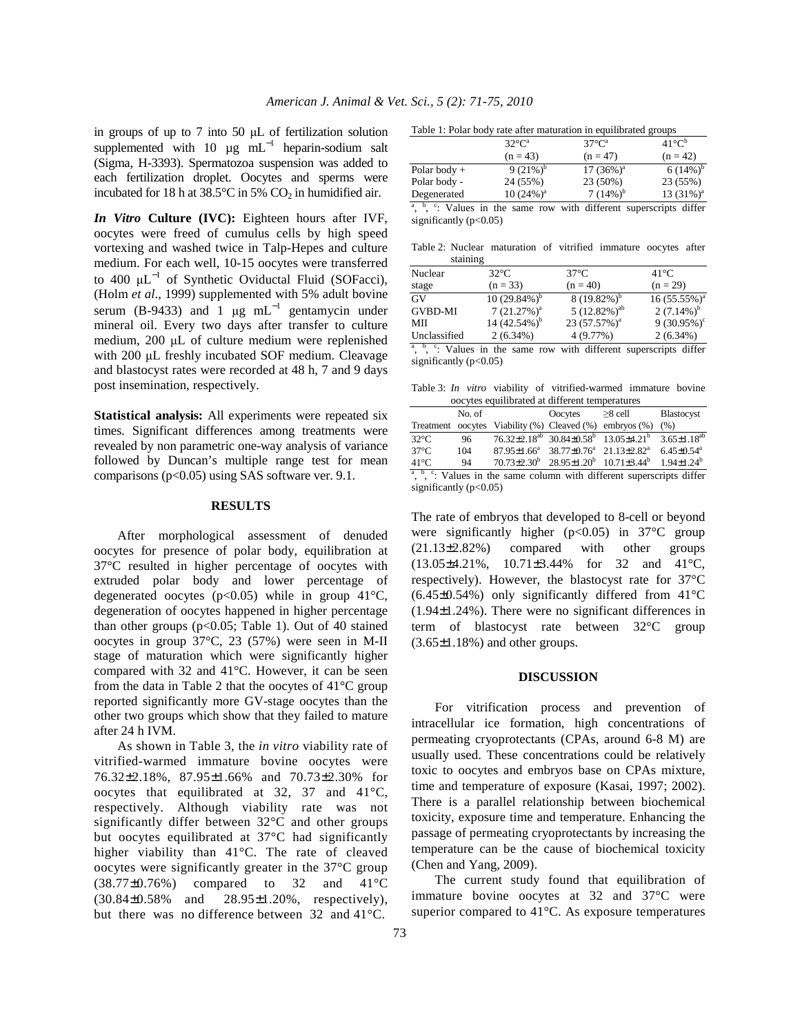in groups of up to 7 into 50 μL of fertilization solution supplemented with 10 μg $mL^{-1}$ heparin-sodium salt (Sigma, H-3393). Spermatozoa suspension was added to each fertilization droplet. Oocytes and sperms were incubated for 18 h at 38.5°C in 5% $CO_2$ in humidified air.

***In Vitro* Culture (IVC):** Eighteen hours after IVF, oocytes were freed of cumulus cells by high speed vortexing and washed twice in Talp-Hepes and culture medium. For each well, 10-15 oocytes were transferred to 400 $\mu L^{-1}$ of Synthetic Oviductal Fluid (SOFacci), (Holm *et al*., 1999) supplemented with 5% adult bovine serum (B-9433) and 1 μg $mL^{-1}$ gentamycin under mineral oil. Every two days after transfer to culture medium, 200 μL of culture medium were replenished with 200 μL freshly incubated SOF medium. Cleavage and blastocyst rates were recorded at 48 h, 7 and 9 days post insemination, respectively.

**Statistical analysis:** All experiments were repeated six times. Significant differences among treatments were revealed by non parametric one-way analysis of variance followed by Duncan's multiple range test for mean comparisons ($p<0.05$) using SAS software ver. 9.1.

## RESULTS

After morphological assessment of denuded oocytes for presence of polar body, equilibration at 37°C resulted in higher percentage of oocytes with extruded polar body and lower percentage of degenerated oocytes ($p<0.05$) while in group 41°C, degeneration of oocytes happened in higher percentage than other groups ($p<0.05$; Table 1). Out of 40 stained oocytes in group 37°C, 23 (57%) were seen in M-II stage of maturation which were significantly higher compared with 32 and 41°C. However, it can be seen from the data in Table 2 that the oocytes of 41°C group reported significantly more GV-stage oocytes than the other two groups which show that they failed to mature after 24 h IVM.

As shown in Table 3, the *in vitro* viability rate of vitrified-warmed immature bovine oocytes were 76.32±2.18%, 87.95±1.66% and 70.73±2.30% for oocytes that equilibrated at 32, 37 and 41°C, respectively. Although viability rate was not significantly differ between 32°C and other groups but oocytes equilibrated at 37°C had significantly higher viability than 41°C. The rate of cleaved oocytes were significantly greater in the 37°C group (38.77±0.76%) compared to 32 and 41°C (30.84±0.58% and 28.95±1.20%, respectively), but there was no difference between 32 and 41°C.

Table 1: Polar body rate after maturation in equilibrated groups

| | 32°C[a] (n = 43) | 37°C[a] (n = 47) | 41°C[b] (n = 42) |
|---|---|---|---|
| Polar body + | 9 (21%)[b] | 17 (36%)[a] | 6 (14%)[b] |
| Polar body - | 24 (55%) | 23 (50%) | 23 (55%) |
| Degenerated | 10 (24%)[a] | 7 (14%)[b] | 13 (31%)[a] |

[a], [b], [c]: Values in the same row with different superscripts differ significantly ($p<0.05$)

Table 2: Nuclear maturation of vitrified immature oocytes after staining

| Nuclear stage | 32°C (n = 33) | 37°C (n = 40) | 41°C (n = 29) |
|---|---|---|---|
| GV | 10 (29.84%)[b] | 8 (19.82%)[b] | 16 (55.55%)[a] |
| GVBD-MI | 7 (21.27%)[a] | 5 (12.82%)[ab] | 2 (7.14%)[b] |
| MII | 14 (42.54%)[b] | 23 (57.57%)[a] | 9 (30.95%)[c] |
| Unclassified | 2 (6.34%) | 4 (9.77%) | 2 (6.34%) |

[a], [b], [c]: Values in the same row with different superscripts differ significantly ($p<0.05$)

Table 3: *In vitro* viability of vitrified-warmed immature bovine oocytes equilibrated at different temperatures

| Treatment | No. of oocytes | Viability (%) | Oocytes Cleaved (%) | ≥8 cell embryos (%) | Blastocyst (%) |
|---|---|---|---|---|---|
| 32°C | 96 | 76.32±2.18[ab] | 30.84±0.58[b] | 13.05±4.21[b] | 3.65±1.18[ab] |
| 37°C | 104 | 87.95±1.66[a] | 38.77±0.76[a] | 21.13±2.82[a] | 6.45±0.54[a] |
| 41°C | 94 | 70.73±2.30[b] | 28.95±1.20[b] | 10.71±3.44[b] | 1.94±1.24[b] |

[a], [b], [c]: Values in the same column with different superscripts differ significantly ($p<0.05$)

The rate of embryos that developed to 8-cell or beyond were significantly higher ($p<0.05$) in 37°C group (21.13±2.82%) compared with other groups (13.05±4.21%, 10.71±3.44% for 32 and 41°C, respectively). However, the blastocyst rate for 37°C (6.45±0.54%) only significantly differed from 41°C (1.94±1.24%). There were no significant differences in term of blastocyst rate between 32°C group (3.65±1.18%) and other groups.

## DISCUSSION

For vitrification process and prevention of intracellular ice formation, high concentrations of permeating cryoprotectants (CPAs, around 6-8 M) are usually used. These concentrations could be relatively toxic to oocytes and embryos base on CPAs mixture, time and temperature of exposure (Kasai, 1997; 2002). There is a parallel relationship between biochemical toxicity, exposure time and temperature. Enhancing the passage of permeating cryoprotectants by increasing the temperature can be the cause of biochemical toxicity (Chen and Yang, 2009).

The current study found that equilibration of immature bovine oocytes at 32 and 37°C were superior compared to 41°C. As exposure temperatures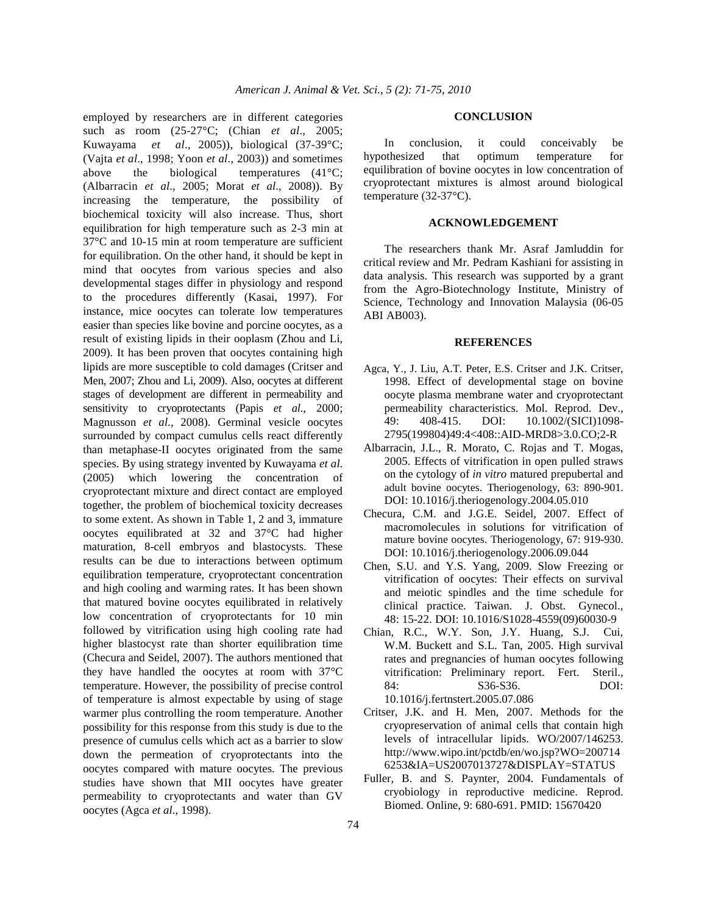employed by researchers are in different categories such as room (25-27°C; (Chian *et al*., 2005; Kuwayama *et al*., 2005)), biological (37-39°C; (Vajta *et al*., 1998; Yoon *et al*., 2003)) and sometimes above the biological temperatures (41°C; (Albarracin *et al*., 2005; Morat *et al*., 2008)). By increasing the temperature, the possibility of biochemical toxicity will also increase. Thus, short equilibration for high temperature such as 2-3 min at 37°C and 10-15 min at room temperature are sufficient for equilibration. On the other hand, it should be kept in mind that oocytes from various species and also developmental stages differ in physiology and respond to the procedures differently (Kasai, 1997). For instance, mice oocytes can tolerate low temperatures easier than species like bovine and porcine oocytes, as a result of existing lipids in their ooplasm (Zhou and Li, 2009). It has been proven that oocytes containing high lipids are more susceptible to cold damages (Critser and Men, 2007; Zhou and Li, 2009). Also, oocytes at different stages of development are different in permeability and sensitivity to cryoprotectants (Papis *et al*., 2000; Magnusson *et al*., 2008). Germinal vesicle oocytes surrounded by compact cumulus cells react differently than metaphase-II oocytes originated from the same species. By using strategy invented by Kuwayama *et al.* (2005) which lowering the concentration of cryoprotectant mixture and direct contact are employed together, the problem of biochemical toxicity decreases to some extent. As shown in Table 1, 2 and 3, immature oocytes equilibrated at 32 and 37°C had higher maturation, 8-cell embryos and blastocysts. These results can be due to interactions between optimum equilibration temperature, cryoprotectant concentration and high cooling and warming rates. It has been shown that matured bovine oocytes equilibrated in relatively low concentration of cryoprotectants for 10 min followed by vitrification using high cooling rate had higher blastocyst rate than shorter equilibration time (Checura and Seidel, 2007). The authors mentioned that they have handled the oocytes at room with 37°C temperature. However, the possibility of precise control of temperature is almost expectable by using of stage warmer plus controlling the room temperature. Another possibility for this response from this study is due to the presence of cumulus cells which act as a barrier to slow down the permeation of cryoprotectants into the oocytes compared with mature oocytes. The previous studies have shown that MII oocytes have greater permeability to cryoprotectants and water than GV oocytes (Agca *et al*., 1998).

## CONCLUSION

In conclusion, it could conceivably be hypothesized that optimum temperature for equilibration of bovine oocytes in low concentration of cryoprotectant mixtures is almost around biological temperature (32-37°C).

## ACKNOWLEDGEMENT

The researchers thank Mr. Asraf Jamluddin for critical review and Mr. Pedram Kashiani for assisting in data analysis. This research was supported by a grant from the Agro-Biotechnology Institute, Ministry of Science, Technology and Innovation Malaysia (06-05 ABI AB003).

## REFERENCES

Agca, Y., J. Liu, A.T. Peter, E.S. Critser and J.K. Critser, 1998. Effect of developmental stage on bovine oocyte plasma membrane water and cryoprotectant permeability characteristics. Mol. Reprod. Dev., 49: 408-415. DOI: 10.1002/(SICI)1098-2795(199804)49:4<408::AID-MRD8>3.0.CO;2-R

Albarracin, J.L., R. Morato, C. Rojas and T. Mogas, 2005. Effects of vitrification in open pulled straws on the cytology of *in vitro* matured prepubertal and adult bovine oocytes. Theriogenology, 63: 890-901. DOI: 10.1016/j.theriogenology.2004.05.010

Checura, C.M. and J.G.E. Seidel, 2007. Effect of macromolecules in solutions for vitrification of mature bovine oocytes. Theriogenology, 67: 919-930. DOI: 10.1016/j.theriogenology.2006.09.044

Chen, S.U. and Y.S. Yang, 2009. Slow Freezing or vitrification of oocytes: Their effects on survival and meiotic spindles and the time schedule for clinical practice. Taiwan. J. Obst. Gynecol., 48: 15-22. DOI: 10.1016/S1028-4559(09)60030-9

Chian, R.C., W.Y. Son, J.Y. Huang, S.J. Cui, W.M. Buckett and S.L. Tan, 2005. High survival rates and pregnancies of human oocytes following vitrification: Preliminary report. Fert. Steril., 84: S36-S36. DOI: 10.1016/j.fertnstert.2005.07.086

Critser, J.K. and H. Men, 2007. Methods for the cryopreservation of animal cells that contain high levels of intracellular lipids. WO/2007/146253. http://www.wipo.int/pctdb/en/wo.jsp?WO=2007146253&IA=US2007013727&DISPLAY=STATUS

Fuller, B. and S. Paynter, 2004. Fundamentals of cryobiology in reproductive medicine. Reprod. Biomed. Online, 9: 680-691. PMID: 15670420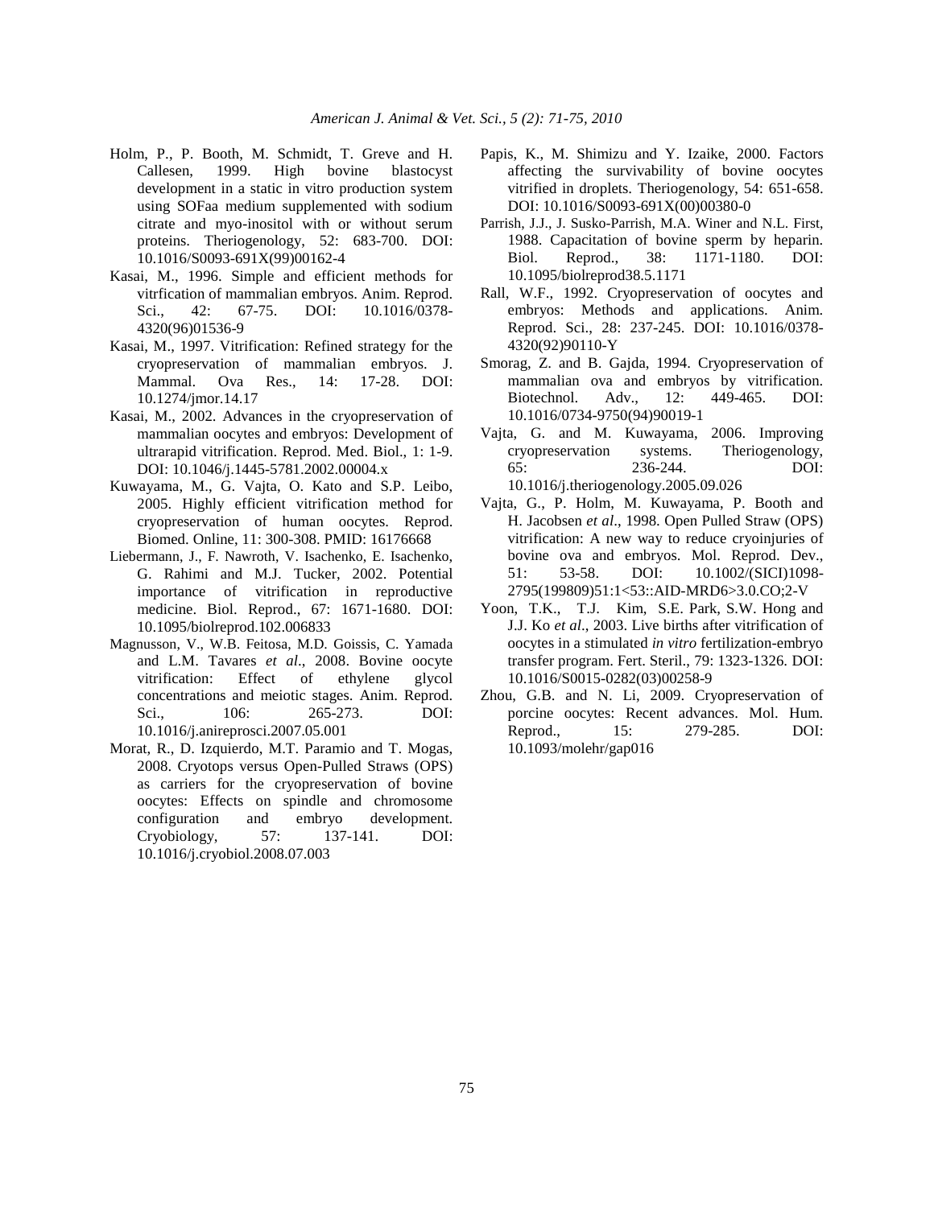Holm, P., P. Booth, M. Schmidt, T. Greve and H. Callesen, 1999. High bovine blastocyst development in a static in vitro production system using SOFaa medium supplemented with sodium citrate and myo-inositol with or without serum proteins. Theriogenology, 52: 683-700. DOI: 10.1016/S0093-691X(99)00162-4

Kasai, M., 1996. Simple and efficient methods for vitrfication of mammalian embryos. Anim. Reprod. Sci., 42: 67-75. DOI: 10.1016/0378-4320(96)01536-9

Kasai, M., 1997. Vitrification: Refined strategy for the cryopreservation of mammalian embryos. J. Mammal. Ova Res., 14: 17-28. DOI: 10.1274/jmor.14.17

Kasai, M., 2002. Advances in the cryopreservation of mammalian oocytes and embryos: Development of ultrarapid vitrification. Reprod. Med. Biol., 1: 1-9. DOI: 10.1046/j.1445-5781.2002.00004.x

Kuwayama, M., G. Vajta, O. Kato and S.P. Leibo, 2005. Highly efficient vitrification method for cryopreservation of human oocytes. Reprod. Biomed. Online, 11: 300-308. PMID: 16176668

Liebermann, J., F. Nawroth, V. Isachenko, E. Isachenko, G. Rahimi and M.J. Tucker, 2002. Potential importance of vitrification in reproductive medicine. Biol. Reprod., 67: 1671-1680. DOI: 10.1095/biolreprod.102.006833

Magnusson, V., W.B. Feitosa, M.D. Goissis, C. Yamada and L.M. Tavares *et al*., 2008. Bovine oocyte vitrification: Effect of ethylene glycol concentrations and meiotic stages. Anim. Reprod. Sci., 106: 265-273. DOI: 10.1016/j.anireprosci.2007.05.001

Morat, R., D. Izquierdo, M.T. Paramio and T. Mogas, 2008. Cryotops versus Open-Pulled Straws (OPS) as carriers for the cryopreservation of bovine oocytes: Effects on spindle and chromosome configuration and embryo development. Cryobiology, 57: 137-141. DOI: 10.1016/j.cryobiol.2008.07.003

Papis, K., M. Shimizu and Y. Izaike, 2000. Factors affecting the survivability of bovine oocytes vitrified in droplets. Theriogenology, 54: 651-658. DOI: 10.1016/S0093-691X(00)00380-0

Parrish, J.J., J. Susko-Parrish, M.A. Winer and N.L. First, 1988. Capacitation of bovine sperm by heparin. Biol. Reprod., 38: 1171-1180. DOI: 10.1095/biolreprod38.5.1171

Rall, W.F., 1992. Cryopreservation of oocytes and embryos: Methods and applications. Anim. Reprod. Sci., 28: 237-245. DOI: 10.1016/0378-4320(92)90110-Y

Smorag, Z. and B. Gajda, 1994. Cryopreservation of mammalian ova and embryos by vitrification. Biotechnol. Adv., 12: 449-465. DOI: 10.1016/0734-9750(94)90019-1

Vajta, G. and M. Kuwayama, 2006. Improving cryopreservation systems. Theriogenology, 65: 236-244. DOI: 10.1016/j.theriogenology.2005.09.026

Vajta, G., P. Holm, M. Kuwayama, P. Booth and H. Jacobsen *et al*., 1998. Open Pulled Straw (OPS) vitrification: A new way to reduce cryoinjuries of bovine ova and embryos. Mol. Reprod. Dev., 51: 53-58. DOI: 10.1002/(SICI)1098-2795(199809)51:1<53::AID-MRD6>3.0.CO;2-V

Yoon, T.K., T.J. Kim, S.E. Park, S.W. Hong and J.J. Ko *et al*., 2003. Live births after vitrification of oocytes in a stimulated *in vitro* fertilization-embryo transfer program. Fert. Steril., 79: 1323-1326. DOI: 10.1016/S0015-0282(03)00258-9

Zhou, G.B. and N. Li, 2009. Cryopreservation of porcine oocytes: Recent advances. Mol. Hum. Reprod., 15: 279-285. DOI: 10.1093/molehr/gap016